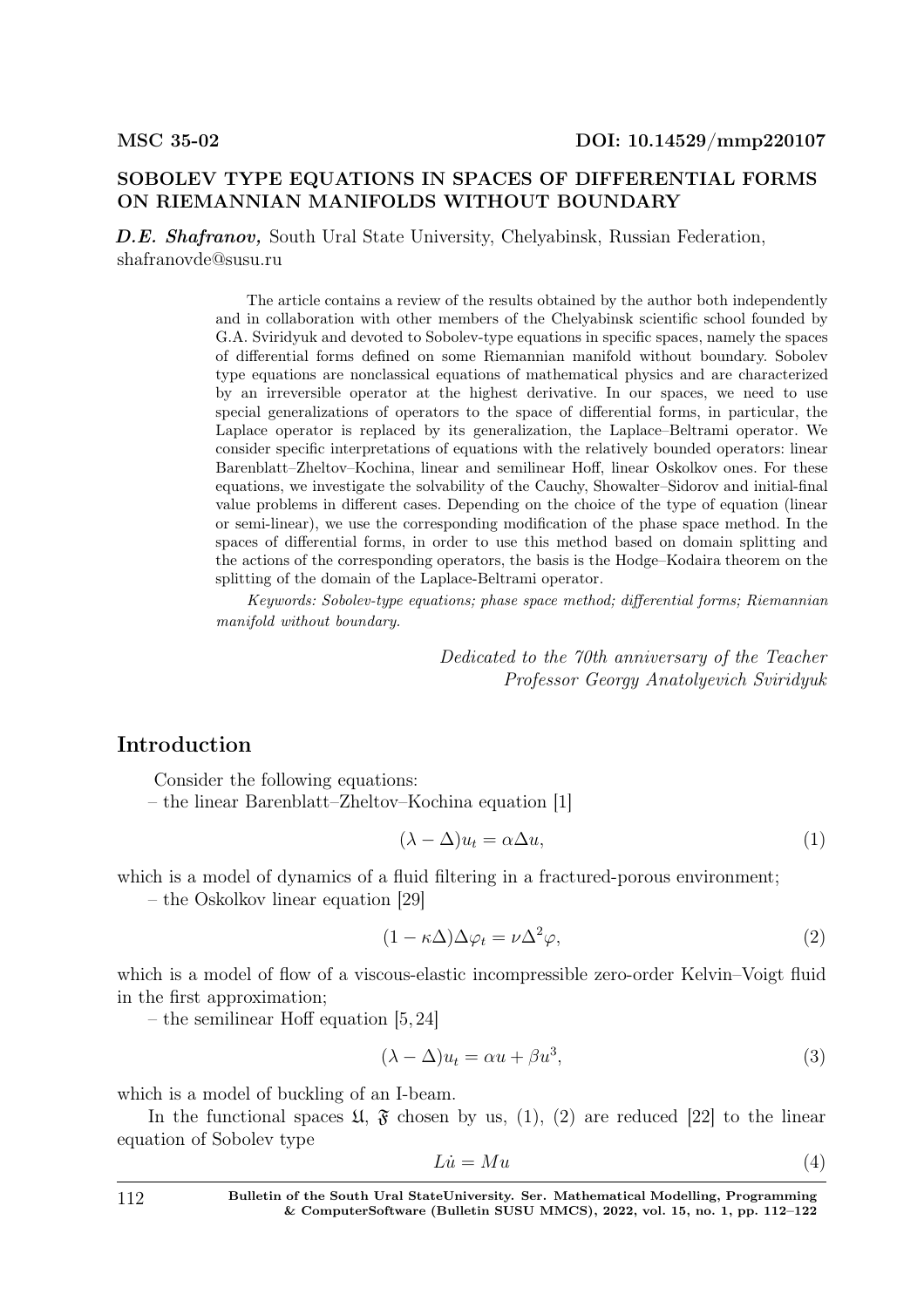MSC 35-02

DOI: 10.14529/mmp220107

## SOBOLEV TYPE EQUATIONS IN SPACES OF DIFFERENTIAL FORMS ON RIEMANNIAN MANIFOLDS WITHOUT BOUNDARY

***D.E. Shafranov,*** South Ural State University, Chelyabinsk, Russian Federation, shafranovde@susu.ru

The article contains a review of the results obtained by the author both independently and in collaboration with other members of the Chelyabinsk scientific school founded by G.A. Sviridyuk and devoted to Sobolev-type equations in specific spaces, namely the spaces of differential forms defined on some Riemannian manifold without boundary. Sobolev type equations are nonclassical equations of mathematical physics and are characterized by an irreversible operator at the highest derivative. In our spaces, we need to use special generalizations of operators to the space of differential forms, in particular, the Laplace operator is replaced by its generalization, the Laplace–Beltrami operator. We consider specific interpretations of equations with the relatively bounded operators: linear Barenblatt–Zheltov–Kochina, linear and semilinear Hoff, linear Oskolkov ones. For these equations, we investigate the solvability of the Cauchy, Showalter–Sidorov and initial-final value problems in different cases. Depending on the choice of the type of equation (linear or semi-linear), we use the corresponding modification of the phase space method. In the spaces of differential forms, in order to use this method based on domain splitting and the actions of the corresponding operators, the basis is the Hodge–Kodaira theorem on the splitting of the domain of the Laplace-Beltrami operator.

*Keywords: Sobolev-type equations; phase space method; differential forms; Riemannian manifold without boundary.*

*Dedicated to the 70th anniversary of the Teacher*
*Professor Georgy Anatolyevich Sviridyuk*

## Introduction

Consider the following equations:

– the linear Barenblatt–Zheltov–Kochina equation [1]

$$(\lambda - \Delta)u_t = \alpha \Delta u, \tag{1}$$

which is a model of dynamics of a fluid filtering in a fractured-porous environment;

– the Oskolkov linear equation [29]

$$(1 - \kappa \Delta)\Delta \varphi_t = \nu \Delta^2 \varphi, \tag{2}$$

which is a model of flow of a viscous-elastic incompressible zero-order Kelvin–Voigt fluid in the first approximation;

– the semilinear Hoff equation [5, 24]

$$(\lambda - \Delta)u_t = \alpha u + \beta u^3, \tag{3}$$

which is a model of buckling of an I-beam.

In the functional spaces $\mathfrak{U}$, $\mathfrak{F}$ chosen by us, (1), (2) are reduced [22] to the linear equation of Sobolev type

$$L\dot{u} = Mu \tag{4}$$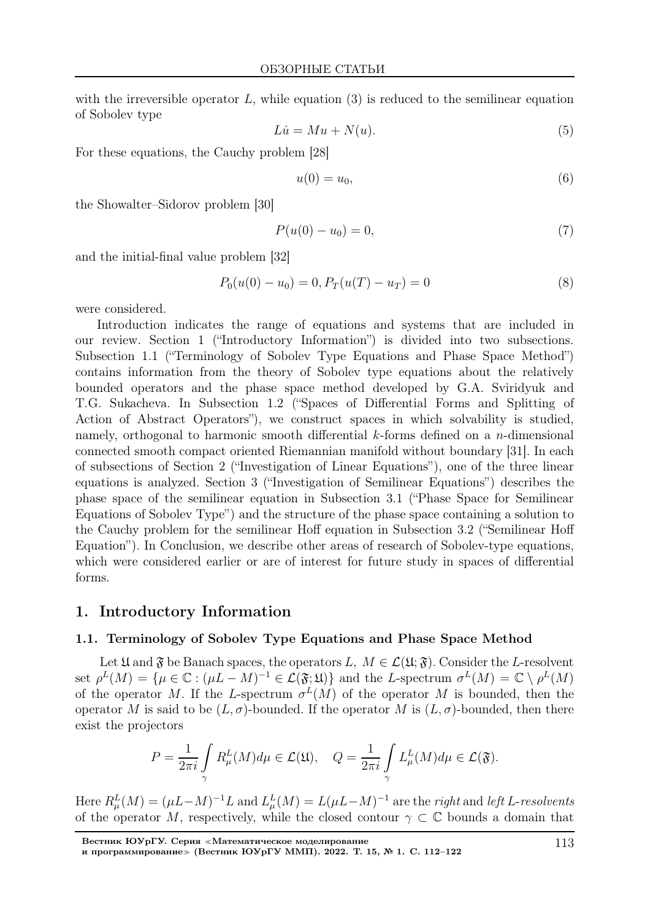with the irreversible operator $L$, while equation (3) is reduced to the semilinear equation of Sobolev type

$$L\dot{u} = Mu + N(u). \tag{5}$$

For these equations, the Cauchy problem [28]

$$u(0) = u_0, \tag{6}$$

the Showalter–Sidorov problem [30]

$$P(u(0) - u_0) = 0, \tag{7}$$

and the initial-final value problem [32]

$$P_0(u(0) - u_0) = 0, P_T(u(T) - u_T) = 0 \tag{8}$$

were considered.

Introduction indicates the range of equations and systems that are included in our review. Section 1 ("Introductory Information") is divided into two subsections. Subsection 1.1 ("Terminology of Sobolev Type Equations and Phase Space Method") contains information from the theory of Sobolev type equations about the relatively bounded operators and the phase space method developed by G.A. Sviridyuk and T.G. Sukacheva. In Subsection 1.2 ("Spaces of Differential Forms and Splitting of Action of Abstract Operators"), we construct spaces in which solvability is studied, namely, orthogonal to harmonic smooth differential $k$-forms defined on a $n$-dimensional connected smooth compact oriented Riemannian manifold without boundary [31]. In each of subsections of Section 2 ("Investigation of Linear Equations"), one of the three linear equations is analyzed. Section 3 ("Investigation of Semilinear Equations") describes the phase space of the semilinear equation in Subsection 3.1 ("Phase Space for Semilinear Equations of Sobolev Type") and the structure of the phase space containing a solution to the Cauchy problem for the semilinear Hoff equation in Subsection 3.2 ("Semilinear Hoff Equation"). In Conclusion, we describe other areas of research of Sobolev-type equations, which were considered earlier or are of interest for future study in spaces of differential forms.

## 1. Introductory Information

### 1.1. Terminology of Sobolev Type Equations and Phase Space Method

Let $\mathfrak{U}$ and $\mathfrak{F}$ be Banach spaces, the operators $L,\ M \in \mathcal{L}(\mathfrak{U};\mathfrak{F})$. Consider the $L$-resolvent set $\rho^L(M) = \{\mu \in \mathbb{C} : (\mu L - M)^{-1} \in \mathcal{L}(\mathfrak{F};\mathfrak{U})\}$ and the $L$-spectrum $\sigma^L(M) = \mathbb{C} \setminus \rho^L(M)$ of the operator $M$. If the $L$-spectrum $\sigma^L(M)$ of the operator $M$ is bounded, then the operator $M$ is said to be $(L,\sigma)$-bounded. If the operator $M$ is $(L,\sigma)$-bounded, then there exist the projectors

$$P = \frac{1}{2\pi i}\int\limits_{\gamma} R^L_\mu(M)d\mu \in \mathcal{L}(\mathfrak{U}), \quad Q = \frac{1}{2\pi i}\int\limits_{\gamma} L^L_\mu(M)d\mu \in \mathcal{L}(\mathfrak{F}).$$

Here $R^L_\mu(M) = (\mu L - M)^{-1}L$ and $L^L_\mu(M) = L(\mu L - M)^{-1}$ are the *right* and *left $L$-resolvents* of the operator $M$, respectively, while the closed contour $\gamma \subset \mathbb{C}$ bounds a domain that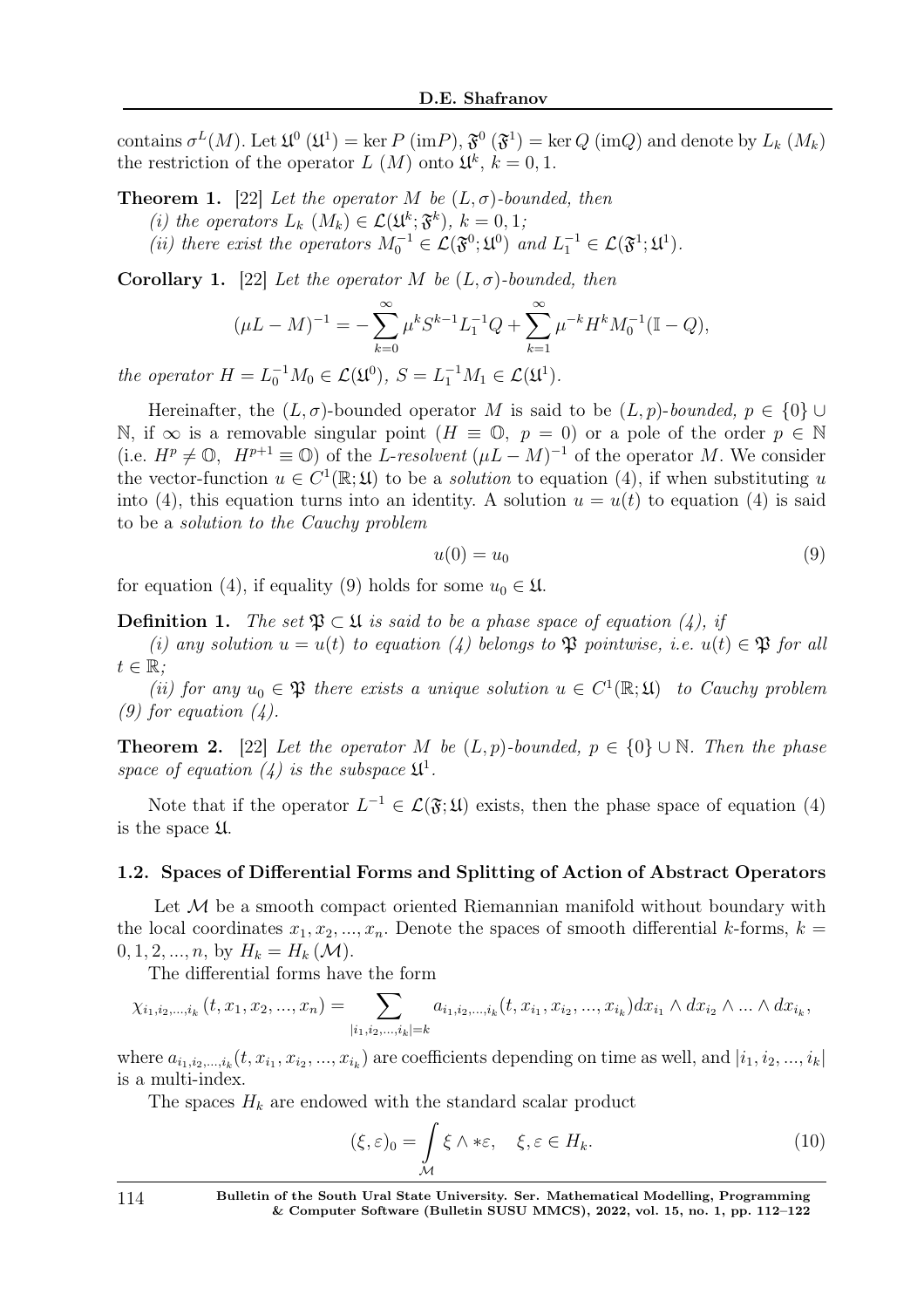contains $\sigma^L(M)$. Let $\mathfrak{U}^0$ $(\mathfrak{U}^1) = \ker P$ $(\text{im}P)$, $\mathfrak{F}^0$ $(\mathfrak{F}^1) = \ker Q$ $(\text{im}Q)$ and denote by $L_k$ $(M_k)$ the restriction of the operator $L$ $(M)$ onto $\mathfrak{U}^k$, $k = 0, 1$.

**Theorem 1.** [22] *Let the operator $M$ be $(L, \sigma)$-bounded, then*

*(i) the operators $L_k$ $(M_k) \in \mathcal{L}(\mathfrak{U}^k; \mathfrak{F}^k)$, $k = 0, 1$;*

*(ii) there exist the operators $M_0^{-1} \in \mathcal{L}(\mathfrak{F}^0; \mathfrak{U}^0)$ and $L_1^{-1} \in \mathcal{L}(\mathfrak{F}^1; \mathfrak{U}^1)$.*

**Corollary 1.** [22] *Let the operator $M$ be $(L, \sigma)$-bounded, then*

$$(\mu L - M)^{-1} = -\sum_{k=0}^{\infty} \mu^k S^{k-1} L_1^{-1} Q + \sum_{k=1}^{\infty} \mu^{-k} H^k M_0^{-1}(\mathbb{I} - Q),$$

*the operator $H = L_0^{-1} M_0 \in \mathcal{L}(\mathfrak{U}^0)$, $S = L_1^{-1} M_1 \in \mathcal{L}(\mathfrak{U}^1)$.*

Hereinafter, the $(L, \sigma)$-bounded operator $M$ is said to be *$(L, p)$-bounded*, $p \in \{0\} \cup \mathbb{N}$, if $\infty$ is a removable singular point ($H \equiv \mathbb{O}$, $p = 0$) or a pole of the order $p \in \mathbb{N}$ (i.e. $H^p \neq \mathbb{O}$, $H^{p+1} \equiv \mathbb{O}$) of the *L-resolvent* $(\mu L - M)^{-1}$ of the operator $M$. We consider the vector-function $u \in C^1(\mathbb{R}; \mathfrak{U})$ to be a *solution* to equation (4), if when substituting $u$ into (4), this equation turns into an identity. A solution $u = u(t)$ to equation (4) is said to be a *solution to the Cauchy problem*

$$u(0) = u_0 \tag{9}$$

for equation (4), if equality (9) holds for some $u_0 \in \mathfrak{U}$.

**Definition 1.** *The set $\mathfrak{P} \subset \mathfrak{U}$ is said to be a phase space of equation (4), if*

*(i) any solution $u = u(t)$ to equation (4) belongs to $\mathfrak{P}$ pointwise, i.e. $u(t) \in \mathfrak{P}$ for all $t \in \mathbb{R}$;*

*(ii) for any $u_0 \in \mathfrak{P}$ there exists a unique solution $u \in C^1(\mathbb{R}; \mathfrak{U})$ to Cauchy problem (9) for equation (4).*

**Theorem 2.** [22] *Let the operator $M$ be $(L, p)$-bounded, $p \in \{0\} \cup \mathbb{N}$. Then the phase space of equation (4) is the subspace $\mathfrak{U}^1$.*

Note that if the operator $L^{-1} \in \mathcal{L}(\mathfrak{F}; \mathfrak{U})$ exists, then the phase space of equation (4) is the space $\mathfrak{U}$.

### 1.2. Spaces of Differential Forms and Splitting of Action of Abstract Operators

Let $\mathcal{M}$ be a smooth compact oriented Riemannian manifold without boundary with the local coordinates $x_1, x_2, ..., x_n$. Denote the spaces of smooth differential $k$-forms, $k = 0, 1, 2, ..., n$, by $H_k = H_k(\mathcal{M})$.

The differential forms have the form

$$\chi_{i_1, i_2, ..., i_k}(t, x_1, x_2, ..., x_n) = \sum_{|i_1, i_2, ..., i_k| = k} a_{i_1, i_2, ..., i_k}(t, x_{i_1}, x_{i_2}, ..., x_{i_k}) dx_{i_1} \wedge dx_{i_2} \wedge ... \wedge dx_{i_k},$$

where $a_{i_1, i_2, ..., i_k}(t, x_{i_1}, x_{i_2}, ..., x_{i_k})$ are coefficients depending on time as well, and $|i_1, i_2, ..., i_k|$ is a multi-index.

The spaces $H_k$ are endowed with the standard scalar product

$$(\xi, \varepsilon)_0 = \int_{\mathcal{M}} \xi \wedge *\varepsilon, \quad \xi, \varepsilon \in H_k. \tag{10}$$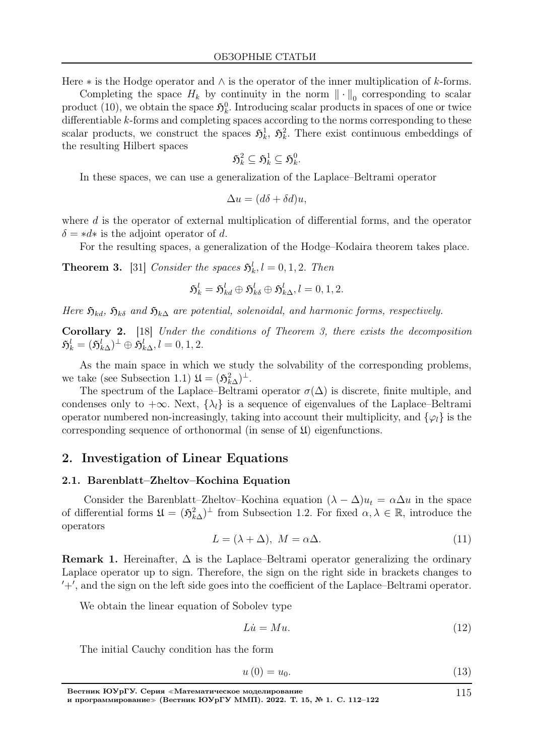Here $*$ is the Hodge operator and $\wedge$ is the operator of the inner multiplication of $k$-forms.

Completing the space $H_k$ by continuity in the norm $\|\cdot\|_0$ corresponding to scalar product (10), we obtain the space $\mathfrak{H}_k^0$. Introducing scalar products in spaces of one or twice differentiable $k$-forms and completing spaces according to the norms corresponding to these scalar products, we construct the spaces $\mathfrak{H}_k^1$, $\mathfrak{H}_k^2$. There exist continuous embeddings of the resulting Hilbert spaces

$$\mathfrak{H}_k^2 \subseteq \mathfrak{H}_k^1 \subseteq \mathfrak{H}_k^0.$$

In these spaces, we can use a generalization of the Laplace–Beltrami operator

$$\Delta u = (d\delta + \delta d)u,$$

where $d$ is the operator of external multiplication of differential forms, and the operator $\delta = *d*$ is the adjoint operator of $d$.

For the resulting spaces, a generalization of the Hodge–Kodaira theorem takes place.

**Theorem 3.** [31] *Consider the spaces $\mathfrak{H}_k^l, l = 0, 1, 2$. Then*

$$\mathfrak{H}_k^l = \mathfrak{H}_{kd}^l \oplus \mathfrak{H}_{k\delta}^l \oplus \mathfrak{H}_{k\Delta}^l, l = 0, 1, 2.$$

*Here $\mathfrak{H}_{kd}$, $\mathfrak{H}_{k\delta}$ and $\mathfrak{H}_{k\Delta}$ are potential, solenoidal, and harmonic forms, respectively.*

**Corollary 2.** [18] *Under the conditions of Theorem 3, there exists the decomposition $\mathfrak{H}_k^l = (\mathfrak{H}_{k\Delta}^l)^\perp \oplus \mathfrak{H}_{k\Delta}^l, l = 0, 1, 2.$*

As the main space in which we study the solvability of the corresponding problems, we take (see Subsection 1.1) $\mathfrak{U} = (\mathfrak{H}_{k\Delta}^2)^\perp$.

The spectrum of the Laplace–Beltrami operator $\sigma(\Delta)$ is discrete, finite multiple, and condenses only to $+\infty$. Next, $\{\lambda_l\}$ is a sequence of eigenvalues of the Laplace–Beltrami operator numbered non-increasingly, taking into account their multiplicity, and $\{\varphi_l\}$ is the corresponding sequence of orthonormal (in sense of $\mathfrak{U}$) eigenfunctions.

## 2. Investigation of Linear Equations

### 2.1. Barenblatt–Zheltov–Kochina Equation

Consider the Barenblatt–Zheltov–Kochina equation $(\lambda - \Delta)u_t = \alpha\Delta u$ in the space of differential forms $\mathfrak{U} = (\mathfrak{H}_{k\Delta}^2)^\perp$ from Subsection 1.2. For fixed $\alpha, \lambda \in \mathbb{R}$, introduce the operators

$$L = (\lambda + \Delta), \; M = \alpha\Delta. \tag{11}$$

**Remark 1.** Hereinafter, $\Delta$ is the Laplace–Beltrami operator generalizing the ordinary Laplace operator up to sign. Therefore, the sign on the right side in brackets changes to $'+'$, and the sign on the left side goes into the coefficient of the Laplace–Beltrami operator.

We obtain the linear equation of Sobolev type

$$L\dot{u} = Mu. \tag{12}$$

The initial Cauchy condition has the form

$$u(0) = u_0. \tag{13}$$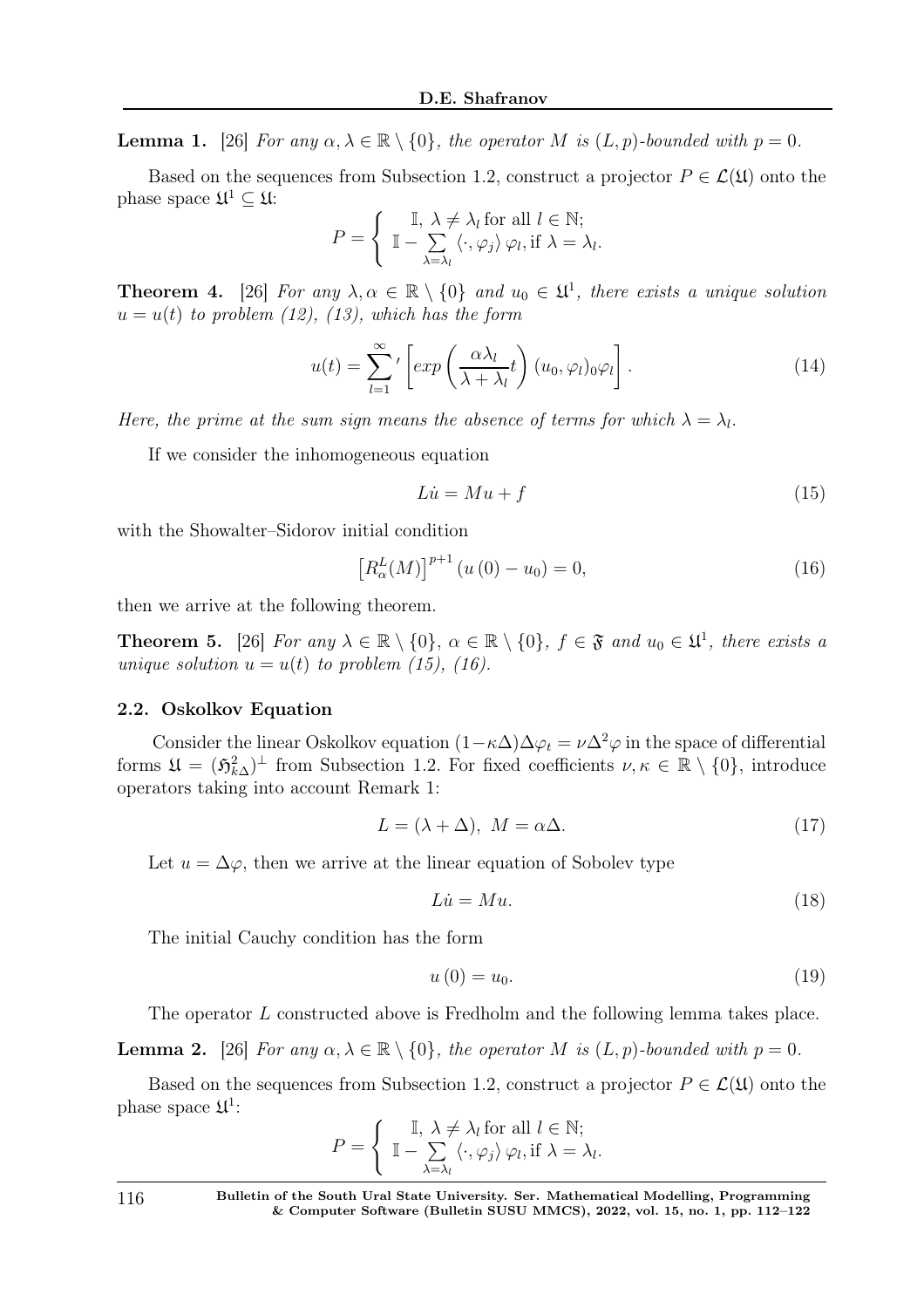**Lemma 1.** [26] *For any $\alpha, \lambda \in \mathbb{R} \setminus \{0\}$, the operator $M$ is $(L, p)$-bounded with $p = 0$.*

Based on the sequences from Subsection 1.2, construct a projector $P \in \mathcal{L}(\mathfrak{U})$ onto the phase space $\mathfrak{U}^1 \subseteq \mathfrak{U}$:

$$P = \left\{ \begin{array}{c} \mathbb{I},\ \lambda \neq \lambda_l \text{ for all } l \in \mathbb{N}; \\ \mathbb{I} - \sum\limits_{\lambda = \lambda_l} \langle \cdot, \varphi_j \rangle \varphi_l, \text{if } \lambda = \lambda_l. \end{array} \right.$$

**Theorem 4.** [26] *For any $\lambda, \alpha \in \mathbb{R} \setminus \{0\}$ and $u_0 \in \mathfrak{U}^1$, there exists a unique solution $u = u(t)$ to problem (12), (13), which has the form*

$$u(t) = \sum_{l=1}^{\infty}{}' \left[ exp\left( \frac{\alpha \lambda_l}{\lambda + \lambda_l} t \right) (u_0, \varphi_l)_0 \varphi_l \right]. \tag{14}$$

*Here, the prime at the sum sign means the absence of terms for which $\lambda = \lambda_l$.*

If we consider the inhomogeneous equation

$$L\dot{u} = Mu + f \tag{15}$$

with the Showalter–Sidorov initial condition

$$\left[ R_\alpha^L(M) \right]^{p+1} (u(0) - u_0) = 0, \tag{16}$$

then we arrive at the following theorem.

**Theorem 5.** [26] *For any $\lambda \in \mathbb{R} \setminus \{0\}$, $\alpha \in \mathbb{R} \setminus \{0\}$, $f \in \mathfrak{F}$ and $u_0 \in \mathfrak{U}^1$, there exists a unique solution $u = u(t)$ to problem (15), (16).*

### 2.2. Oskolkov Equation

Consider the linear Oskolkov equation $(1 - \kappa\Delta)\Delta\varphi_t = \nu\Delta^2\varphi$ in the space of differential forms $\mathfrak{U} = (\mathfrak{H}^2_{k\Delta})^\perp$ from Subsection 1.2. For fixed coefficients $\nu, \kappa \in \mathbb{R} \setminus \{0\}$, introduce operators taking into account Remark 1:

$$L = (\lambda + \Delta),\ M = \alpha\Delta. \tag{17}$$

Let $u = \Delta\varphi$, then we arrive at the linear equation of Sobolev type

$$L\dot{u} = Mu. \tag{18}$$

The initial Cauchy condition has the form

$$u(0) = u_0. \tag{19}$$

The operator $L$ constructed above is Fredholm and the following lemma takes place.

**Lemma 2.** [26] *For any $\alpha, \lambda \in \mathbb{R} \setminus \{0\}$, the operator $M$ is $(L, p)$-bounded with $p = 0$.*

Based on the sequences from Subsection 1.2, construct a projector $P \in \mathcal{L}(\mathfrak{U})$ onto the phase space $\mathfrak{U}^1$:

$$P = \left\{ \begin{array}{c} \mathbb{I},\ \lambda \neq \lambda_l \text{ for all } l \in \mathbb{N}; \\ \mathbb{I} - \sum\limits_{\lambda = \lambda_l} \langle \cdot, \varphi_j \rangle \varphi_l, \text{if } \lambda = \lambda_l. \end{array} \right.$$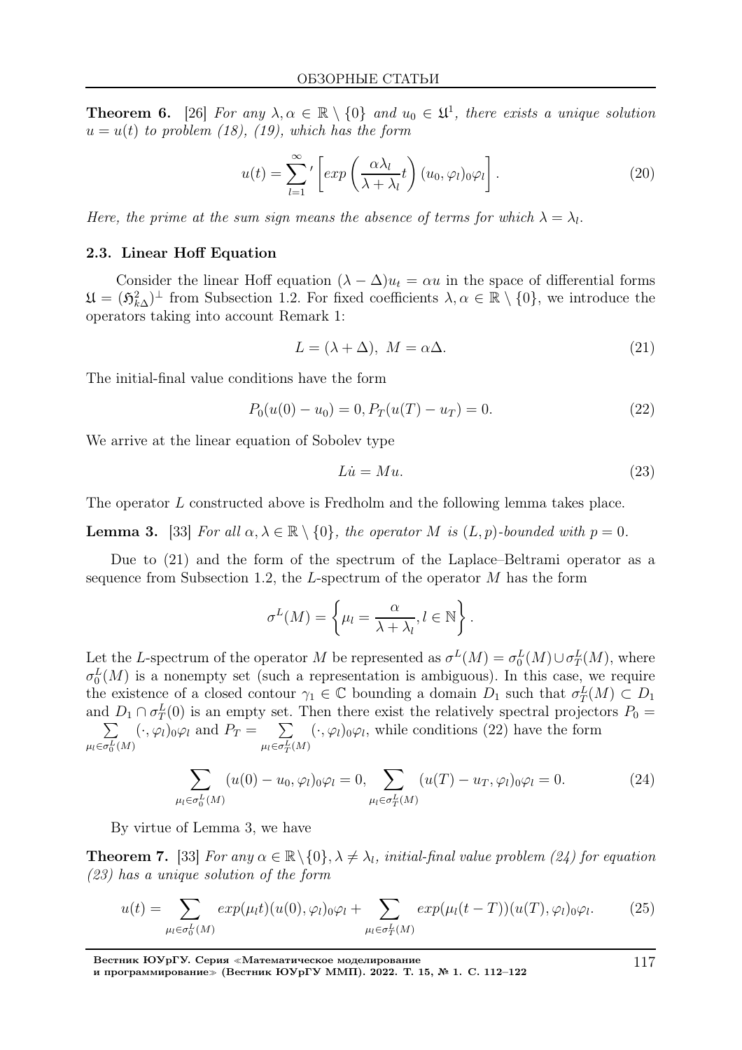**Theorem 6.** [26] *For any $\lambda, \alpha \in \mathbb{R} \setminus \{0\}$ and $u_0 \in \mathfrak{U}^1$, there exists a unique solution $u = u(t)$ to problem (18), (19), which has the form*

$$u(t) = \sum_{l=1}^{\infty}{}' \left[ exp\left(\frac{\alpha \lambda_l}{\lambda + \lambda_l} t\right) (u_0, \varphi_l)_0 \varphi_l \right]. \tag{20}$$

*Here, the prime at the sum sign means the absence of terms for which $\lambda = \lambda_l$.*

### 2.3. Linear Hoff Equation

Consider the linear Hoff equation $(\lambda - \Delta)u_t = \alpha u$ in the space of differential forms $\mathfrak{U} = (\mathfrak{H}^2_{k\Delta})^{\perp}$ from Subsection 1.2. For fixed coefficients $\lambda, \alpha \in \mathbb{R} \setminus \{0\}$, we introduce the operators taking into account Remark 1:

$$L = (\lambda + \Delta), \ M = \alpha \Delta. \tag{21}$$

The initial-final value conditions have the form

$$P_0(u(0) - u_0) = 0, P_T(u(T) - u_T) = 0. \tag{22}$$

We arrive at the linear equation of Sobolev type

$$L\dot{u} = Mu. \tag{23}$$

The operator $L$ constructed above is Fredholm and the following lemma takes place.

**Lemma 3.** [33] *For all $\alpha, \lambda \in \mathbb{R} \setminus \{0\}$, the operator $M$ is $(L, p)$-bounded with $p = 0$.*

Due to (21) and the form of the spectrum of the Laplace–Beltrami operator as a sequence from Subsection 1.2, the $L$-spectrum of the operator $M$ has the form

$$\sigma^L(M) = \left\{ \mu_l = \frac{\alpha}{\lambda + \lambda_l}, l \in \mathbb{N} \right\}.$$

Let the $L$-spectrum of the operator $M$ be represented as $\sigma^L(M) = \sigma^L_0(M) \cup \sigma^L_T(M)$, where $\sigma^L_0(M)$ is a nonempty set (such a representation is ambiguous). In this case, we require the existence of a closed contour $\gamma_1 \in \mathbb{C}$ bounding a domain $D_1$ such that $\sigma^L_T(M) \subset D_1$ and $D_1 \cap \sigma^L_T(0)$ is an empty set. Then there exist the relatively spectral projectors $P_0 = \sum\limits_{\mu_l \in \sigma^L_0(M)} (\cdot, \varphi_l)_0 \varphi_l$ and $P_T = \sum\limits_{\mu_l \in \sigma^L_T(M)} (\cdot, \varphi_l)_0 \varphi_l$, while conditions (22) have the form

$$\sum_{\mu_l \in \sigma^L_0(M)} (u(0) - u_0, \varphi_l)_0 \varphi_l = 0, \sum_{\mu_l \in \sigma^L_T(M)} (u(T) - u_T, \varphi_l)_0 \varphi_l = 0. \tag{24}$$

By virtue of Lemma 3, we have

**Theorem 7.** [33] *For any $\alpha \in \mathbb{R} \setminus \{0\}, \lambda \neq \lambda_l$, initial-final value problem (24) for equation (23) has a unique solution of the form*

$$u(t) = \sum_{\mu_l \in \sigma^L_0(M)} exp(\mu_l t)(u(0), \varphi_l)_0 \varphi_l + \sum_{\mu_l \in \sigma^L_T(M)} exp(\mu_l (t - T))(u(T), \varphi_l)_0 \varphi_l. \tag{25}$$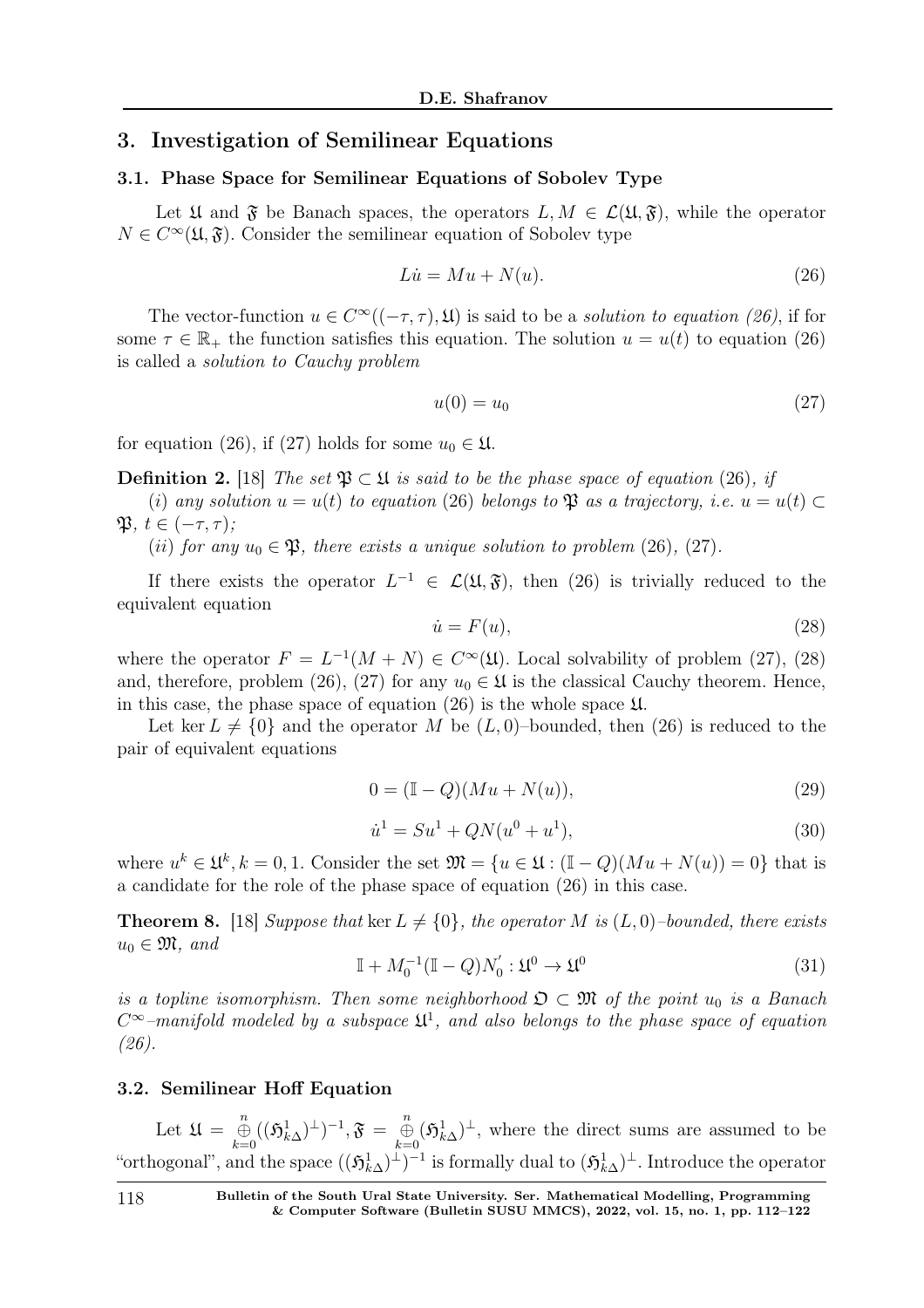## 3. Investigation of Semilinear Equations

### 3.1. Phase Space for Semilinear Equations of Sobolev Type

Let $\mathfrak{U}$ and $\mathfrak{F}$ be Banach spaces, the operators $L, M \in \mathcal{L}(\mathfrak{U}, \mathfrak{F})$, while the operator $N \in C^\infty(\mathfrak{U}, \mathfrak{F})$. Consider the semilinear equation of Sobolev type

$$L\dot{u} = Mu + N(u). \tag{26}$$

The vector-function $u \in C^\infty((-\tau, \tau), \mathfrak{U})$ is said to be a *solution to equation (26)*, if for some $\tau \in \mathbb{R}_+$ the function satisfies this equation. The solution $u = u(t)$ to equation (26) is called a *solution to Cauchy problem*

$$u(0) = u_0 \tag{27}$$

for equation (26), if (27) holds for some $u_0 \in \mathfrak{U}$.

**Definition 2.** [18] *The set $\mathfrak{P} \subset \mathfrak{U}$ is said to be the phase space of equation* (26)*, if*

($i$) *any solution $u = u(t)$ to equation* (26) *belongs to $\mathfrak{P}$ as a trajectory, i.e. $u = u(t) \subset \mathfrak{P}$, $t \in (-\tau, \tau)$;*

($ii$) *for any $u_0 \in \mathfrak{P}$, there exists a unique solution to problem* (26), (27).

If there exists the operator $L^{-1} \in \mathcal{L}(\mathfrak{U}, \mathfrak{F})$, then (26) is trivially reduced to the equivalent equation

$$\dot{u} = F(u), \tag{28}$$

where the operator $F = L^{-1}(M + N) \in C^\infty(\mathfrak{U})$. Local solvability of problem (27), (28) and, therefore, problem (26), (27) for any $u_0 \in \mathfrak{U}$ is the classical Cauchy theorem. Hence, in this case, the phase space of equation (26) is the whole space $\mathfrak{U}$.

Let $\ker L \neq \{0\}$ and the operator $M$ be $(L, 0)$–bounded, then (26) is reduced to the pair of equivalent equations

$$0 = (\mathbb{I} - Q)(Mu + N(u)), \tag{29}$$

$$\dot{u}^1 = Su^1 + QN(u^0 + u^1), \tag{30}$$

where $u^k \in \mathfrak{U}^k, k = 0, 1$. Consider the set $\mathfrak{M} = \{u \in \mathfrak{U} : (\mathbb{I} - Q)(Mu + N(u)) = 0\}$ that is a candidate for the role of the phase space of equation (26) in this case.

**Theorem 8.** [18] *Suppose that $\ker L \neq \{0\}$, the operator $M$ is $(L, 0)$–bounded, there exists $u_0 \in \mathfrak{M}$, and*

$$\mathbb{I} + M_0^{-1}(\mathbb{I} - Q)N_0^{'} : \mathfrak{U}^0 \to \mathfrak{U}^0 \tag{31}$$

*is a topline isomorphism. Then some neighborhood $\mathfrak{O} \subset \mathfrak{M}$ of the point $u_0$ is a Banach $C^\infty$–manifold modeled by a subspace $\mathfrak{U}^1$, and also belongs to the phase space of equation (26).*

### 3.2. Semilinear Hoff Equation

Let $\mathfrak{U} = \overset{n}{\underset{k=0}{\oplus}}((\mathfrak{H}^1_{k\Delta})^\perp)^{-1}, \mathfrak{F} = \overset{n}{\underset{k=0}{\oplus}}(\mathfrak{H}^1_{k\Delta})^\perp$, where the direct sums are assumed to be "orthogonal", and the space $((\mathfrak{H}^1_{k\Delta})^\perp)^{-1}$ is formally dual to $(\mathfrak{H}^1_{k\Delta})^\perp$. Introduce the operator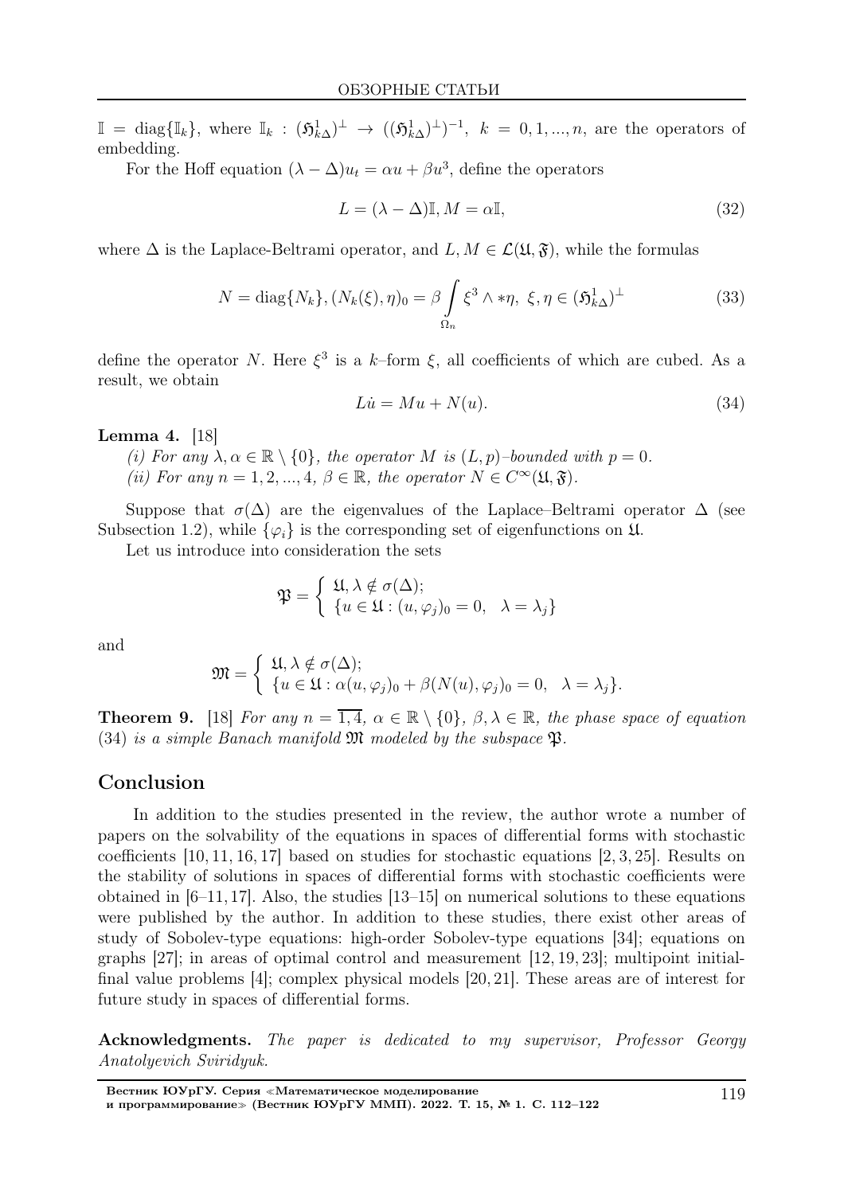$\mathbb{I} = \operatorname{diag}\{\mathbb{I}_k\}$, where $\mathbb{I}_k : (\mathfrak{H}^1_{k\Delta})^\perp \to ((\mathfrak{H}^1_{k\Delta})^\perp)^{-1}$, $k = 0, 1, ..., n$, are the operators of embedding.

For the Hoff equation $(\lambda - \Delta)u_t = \alpha u + \beta u^3$, define the operators

$$L = (\lambda - \Delta)\mathbb{I}, M = \alpha\mathbb{I}, \tag{32}$$

where $\Delta$ is the Laplace-Beltrami operator, and $L, M \in \mathcal{L}(\mathfrak{U}, \mathfrak{F})$, while the formulas

$$N = \operatorname{diag}\{N_k\}, (N_k(\xi), \eta)_0 = \beta \int\limits_{\Omega_n} \xi^3 \wedge *\eta, \ \xi, \eta \in (\mathfrak{H}^1_{k\Delta})^\perp \tag{33}$$

define the operator $N$. Here $\xi^3$ is a $k$–form $\xi$, all coefficients of which are cubed. As a result, we obtain

$$L\dot{u} = Mu + N(u). \tag{34}$$

**Lemma 4.** [18]

*(i) For any $\lambda, \alpha \in \mathbb{R} \setminus \{0\}$, the operator $M$ is $(L, p)$–bounded with $p = 0$.*

*(ii) For any $n = 1, 2, ..., 4$, $\beta \in \mathbb{R}$, the operator $N \in C^\infty(\mathfrak{U}, \mathfrak{F})$.*

Suppose that $\sigma(\Delta)$ are the eigenvalues of the Laplace–Beltrami operator $\Delta$ (see Subsection 1.2), while $\{\varphi_i\}$ is the corresponding set of eigenfunctions on $\mathfrak{U}$.

Let us introduce into consideration the sets

$$\mathfrak{P} = \begin{cases} \mathfrak{U}, \lambda \notin \sigma(\Delta); \\ \{u \in \mathfrak{U} : (u, \varphi_j)_0 = 0, \quad \lambda = \lambda_j\} \end{cases}$$

and

$$\mathfrak{M} = \begin{cases} \mathfrak{U}, \lambda \notin \sigma(\Delta); \\ \{u \in \mathfrak{U} : \alpha(u, \varphi_j)_0 + \beta(N(u), \varphi_j)_0 = 0, \quad \lambda = \lambda_j\}. \end{cases}$$

**Theorem 9.** [18] *For any $n = \overline{1, 4}$, $\alpha \in \mathbb{R} \setminus \{0\}$, $\beta, \lambda \in \mathbb{R}$, the phase space of equation* (34) *is a simple Banach manifold $\mathfrak{M}$ modeled by the subspace $\mathfrak{P}$.*

## Conclusion

In addition to the studies presented in the review, the author wrote a number of papers on the solvability of the equations in spaces of differential forms with stochastic coefficients [10, 11, 16, 17] based on studies for stochastic equations [2, 3, 25]. Results on the stability of solutions in spaces of differential forms with stochastic coefficients were obtained in [6–11, 17]. Also, the studies [13–15] on numerical solutions to these equations were published by the author. In addition to these studies, there exist other areas of study of Sobolev-type equations: high-order Sobolev-type equations [34]; equations on graphs [27]; in areas of optimal control and measurement [12, 19, 23]; multipoint initial-final value problems [4]; complex physical models [20, 21]. These areas are of interest for future study in spaces of differential forms.

**Acknowledgments.** *The paper is dedicated to my supervisor, Professor Georgy Anatolyevich Sviridyuk.*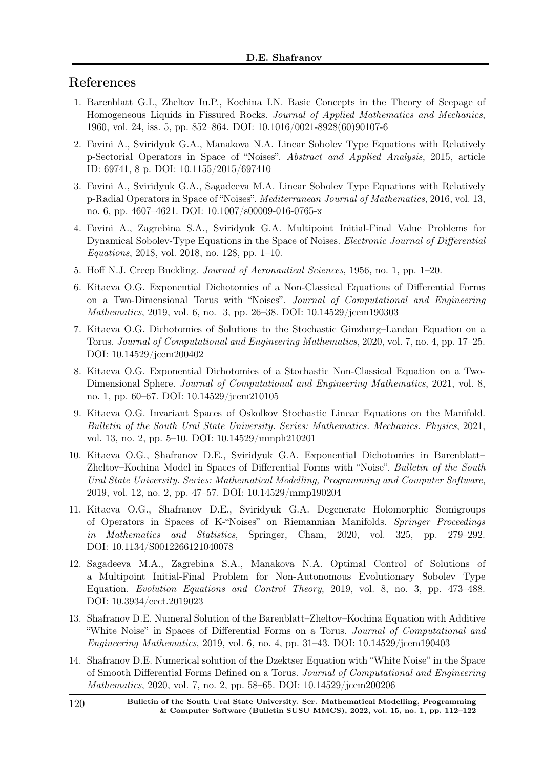## References

1. Barenblatt G.I., Zheltov Iu.P., Kochina I.N. Basic Concepts in the Theory of Seepage of Homogeneous Liquids in Fissured Rocks. *Journal of Applied Mathematics and Mechanics*, 1960, vol. 24, iss. 5, pp. 852–864. DOI: 10.1016/0021-8928(60)90107-6
2. Favini A., Sviridyuk G.A., Manakova N.A. Linear Sobolev Type Equations with Relatively p-Sectorial Operators in Space of "Noises". *Abstract and Applied Analysis*, 2015, article ID: 69741, 8 p. DOI: 10.1155/2015/697410
3. Favini A., Sviridyuk G.A., Sagadeeva M.A. Linear Sobolev Type Equations with Relatively p-Radial Operators in Space of "Noises". *Mediterranean Journal of Mathematics*, 2016, vol. 13, no. 6, pp. 4607–4621. DOI: 10.1007/s00009-016-0765-x
4. Favini A., Zagrebina S.A., Sviridyuk G.A. Multipoint Initial-Final Value Problems for Dynamical Sobolev-Type Equations in the Space of Noises. *Electronic Journal of Differential Equations*, 2018, vol. 2018, no. 128, pp. 1–10.
5. Hoff N.J. Creep Buckling. *Journal of Aeronautical Sciences*, 1956, no. 1, pp. 1–20.
6. Kitaeva O.G. Exponential Dichotomies of a Non-Classical Equations of Differential Forms on a Two-Dimensional Torus with "Noises". *Journal of Computational and Engineering Mathematics*, 2019, vol. 6, no. 3, pp. 26–38. DOI: 10.14529/jcem190303
7. Kitaeva O.G. Dichotomies of Solutions to the Stochastic Ginzburg–Landau Equation on a Torus. *Journal of Computational and Engineering Mathematics*, 2020, vol. 7, no. 4, pp. 17–25. DOI: 10.14529/jcem200402
8. Kitaeva O.G. Exponential Dichotomies of a Stochastic Non-Classical Equation on a Two-Dimensional Sphere. *Journal of Computational and Engineering Mathematics*, 2021, vol. 8, no. 1, pp. 60–67. DOI: 10.14529/jcem210105
9. Kitaeva O.G. Invariant Spaces of Oskolkov Stochastic Linear Equations on the Manifold. *Bulletin of the South Ural State University. Series: Mathematics. Mechanics. Physics*, 2021, vol. 13, no. 2, pp. 5–10. DOI: 10.14529/mmph210201
10. Kitaeva O.G., Shafranov D.E., Sviridyuk G.A. Exponential Dichotomies in Barenblatt–Zheltov–Kochina Model in Spaces of Differential Forms with "Noise". *Bulletin of the South Ural State University. Series: Mathematical Modelling, Programming and Computer Software*, 2019, vol. 12, no. 2, pp. 47–57. DOI: 10.14529/mmp190204
11. Kitaeva O.G., Shafranov D.E., Sviridyuk G.A. Degenerate Holomorphic Semigroups of Operators in Spaces of K-"Noises" on Riemannian Manifolds. *Springer Proceedings in Mathematics and Statistics*, Springer, Cham, 2020, vol. 325, pp. 279–292. DOI: 10.1134/S0012266121040078
12. Sagadeeva M.A., Zagrebina S.A., Manakova N.A. Optimal Control of Solutions of a Multipoint Initial-Final Problem for Non-Autonomous Evolutionary Sobolev Type Equation. *Evolution Equations and Control Theory*, 2019, vol. 8, no. 3, pp. 473–488. DOI: 10.3934/eect.2019023
13. Shafranov D.E. Numeral Solution of the Barenblatt–Zheltov–Kochina Equation with Additive "White Noise" in Spaces of Differential Forms on a Torus. *Journal of Computational and Engineering Mathematics*, 2019, vol. 6, no. 4, pp. 31–43. DOI: 10.14529/jcem190403
14. Shafranov D.E. Numerical solution of the Dzektser Equation with "White Noise" in the Space of Smooth Differential Forms Defined on a Torus. *Journal of Computational and Engineering Mathematics*, 2020, vol. 7, no. 2, pp. 58–65. DOI: 10.14529/jcem200206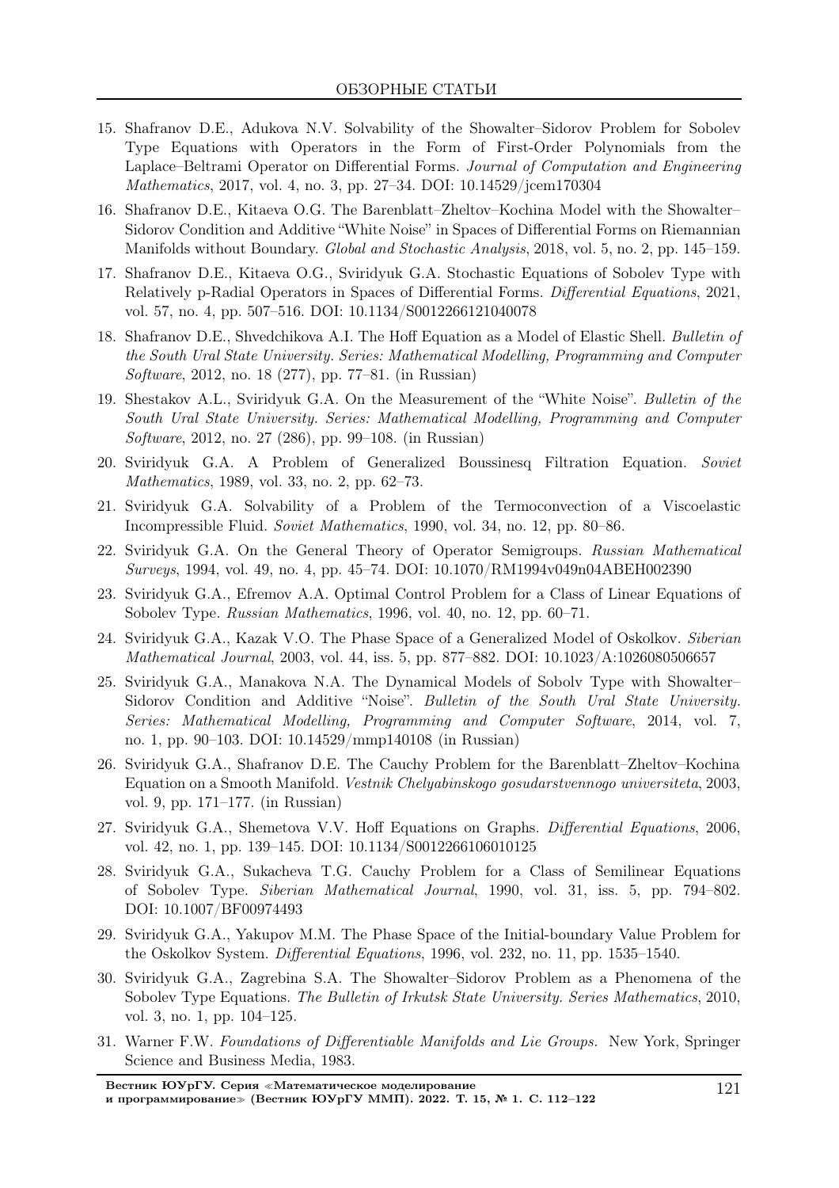15. Shafranov D.E., Adukova N.V. Solvability of the Showalter–Sidorov Problem for Sobolev Type Equations with Operators in the Form of First-Order Polynomials from the Laplace–Beltrami Operator on Differential Forms. *Journal of Computation and Engineering Mathematics*, 2017, vol. 4, no. 3, pp. 27–34. DOI: 10.14529/jcem170304
16. Shafranov D.E., Kitaeva O.G. The Barenblatt–Zheltov–Kochina Model with the Showalter–Sidorov Condition and Additive "White Noise" in Spaces of Differential Forms on Riemannian Manifolds without Boundary. *Global and Stochastic Analysis*, 2018, vol. 5, no. 2, pp. 145–159.
17. Shafranov D.E., Kitaeva O.G., Sviridyuk G.A. Stochastic Equations of Sobolev Type with Relatively p-Radial Operators in Spaces of Differential Forms. *Differential Equations*, 2021, vol. 57, no. 4, pp. 507–516. DOI: 10.1134/S0012266121040078
18. Shafranov D.E., Shvedchikova A.I. The Hoff Equation as a Model of Elastic Shell. *Bulletin of the South Ural State University. Series: Mathematical Modelling, Programming and Computer Software*, 2012, no. 18 (277), pp. 77–81. (in Russian)
19. Shestakov A.L., Sviridyuk G.A. On the Measurement of the "White Noise". *Bulletin of the South Ural State University. Series: Mathematical Modelling, Programming and Computer Software*, 2012, no. 27 (286), pp. 99–108. (in Russian)
20. Sviridyuk G.A. A Problem of Generalized Boussinesq Filtration Equation. *Soviet Mathematics*, 1989, vol. 33, no. 2, pp. 62–73.
21. Sviridyuk G.A. Solvability of a Problem of the Termoconvection of a Viscoelastic Incompressible Fluid. *Soviet Mathematics*, 1990, vol. 34, no. 12, pp. 80–86.
22. Sviridyuk G.A. On the General Theory of Operator Semigroups. *Russian Mathematical Surveys*, 1994, vol. 49, no. 4, pp. 45–74. DOI: 10.1070/RM1994v049n04ABEH002390
23. Sviridyuk G.A., Efremov A.A. Optimal Control Problem for a Class of Linear Equations of Sobolev Type. *Russian Mathematics*, 1996, vol. 40, no. 12, pp. 60–71.
24. Sviridyuk G.A., Kazak V.O. The Phase Space of a Generalized Model of Oskolkov. *Siberian Mathematical Journal*, 2003, vol. 44, iss. 5, pp. 877–882. DOI: 10.1023/A:1026080506657
25. Sviridyuk G.A., Manakova N.A. The Dynamical Models of Sobolv Type with Showalter–Sidorov Condition and Additive "Noise". *Bulletin of the South Ural State University. Series: Mathematical Modelling, Programming and Computer Software*, 2014, vol. 7, no. 1, pp. 90–103. DOI: 10.14529/mmp140108 (in Russian)
26. Sviridyuk G.A., Shafranov D.E. The Cauchy Problem for the Barenblatt–Zheltov–Kochina Equation on a Smooth Manifold. *Vestnik Chelyabinskogo gosudarstvennogo universiteta*, 2003, vol. 9, pp. 171–177. (in Russian)
27. Sviridyuk G.A., Shemetova V.V. Hoff Equations on Graphs. *Differential Equations*, 2006, vol. 42, no. 1, pp. 139–145. DOI: 10.1134/S0012266106010125
28. Sviridyuk G.A., Sukacheva T.G. Cauchy Problem for a Class of Semilinear Equations of Sobolev Type. *Siberian Mathematical Journal*, 1990, vol. 31, iss. 5, pp. 794–802. DOI: 10.1007/BF00974493
29. Sviridyuk G.A., Yakupov M.M. The Phase Space of the Initial-boundary Value Problem for the Oskolkov System. *Differential Equations*, 1996, vol. 232, no. 11, pp. 1535–1540.
30. Sviridyuk G.A., Zagrebina S.A. The Showalter–Sidorov Problem as a Phenomena of the Sobolev Type Equations. *The Bulletin of Irkutsk State University. Series Mathematics*, 2010, vol. 3, no. 1, pp. 104–125.
31. Warner F.W. *Foundations of Differentiable Manifolds and Lie Groups.* New York, Springer Science and Business Media, 1983.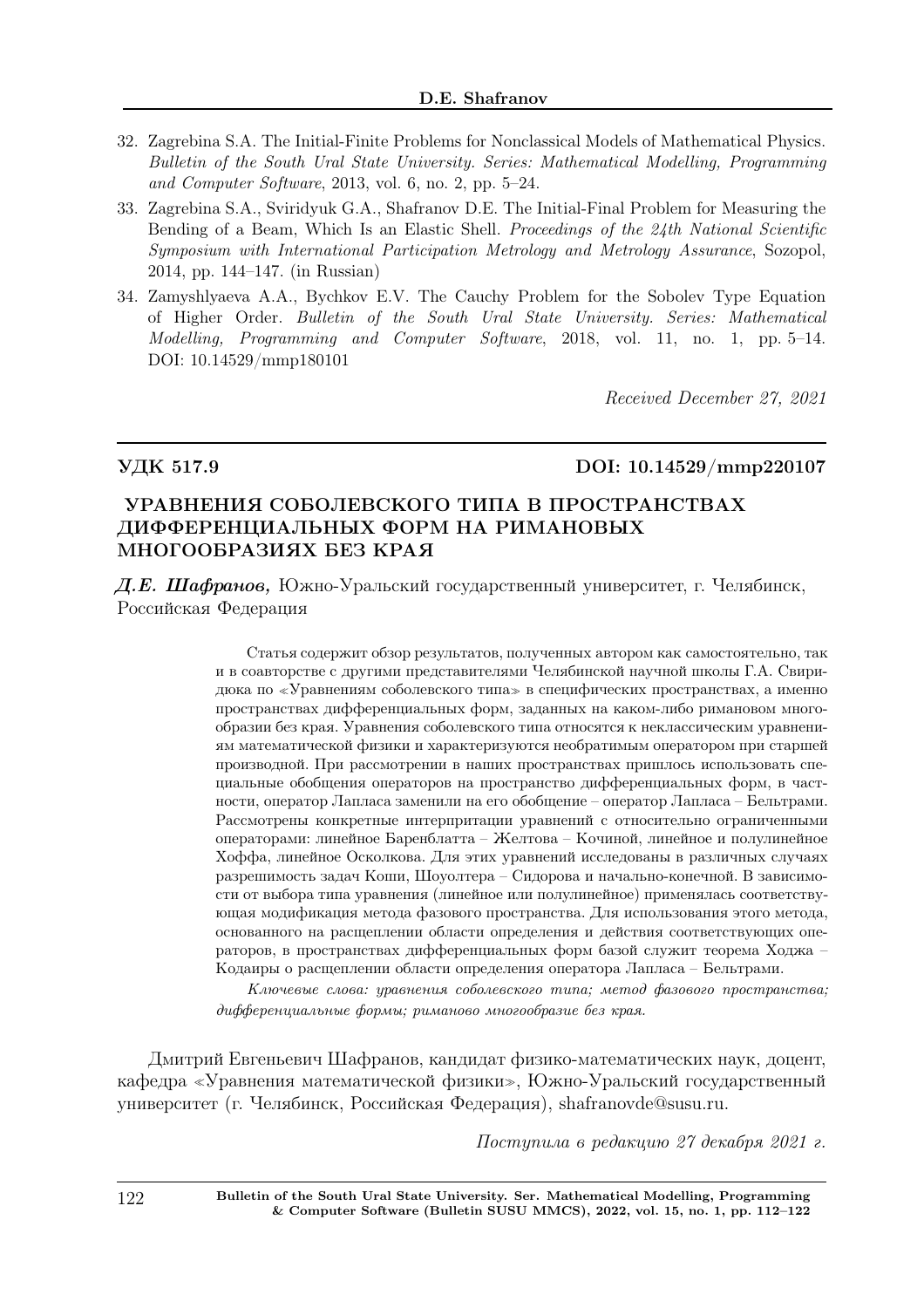32. Zagrebina S.A. The Initial-Finite Problems for Nonclassical Models of Mathematical Physics. *Bulletin of the South Ural State University. Series: Mathematical Modelling, Programming and Computer Software*, 2013, vol. 6, no. 2, pp. 5–24.
33. Zagrebina S.A., Sviridyuk G.A., Shafranov D.E. The Initial-Final Problem for Measuring the Bending of a Beam, Which Is an Elastic Shell. *Proceedings of the 24th National Scientific Symposium with International Participation Metrology and Metrology Assurance*, Sozopol, 2014, pp. 144–147. (in Russian)
34. Zamyshlyaeva A.A., Bychkov E.V. The Cauchy Problem for the Sobolev Type Equation of Higher Order. *Bulletin of the South Ural State University. Series: Mathematical Modelling, Programming and Computer Software*, 2018, vol. 11, no. 1, pp. 5–14. DOI: 10.14529/mmp180101

*Received December 27, 2021*

---

**УДК 517.9** **DOI: 10.14529/mmp220107**

## УРАВНЕНИЯ СОБОЛЕВСКОГО ТИПА В ПРОСТРАНСТВАХ ДИФФЕРЕНЦИАЛЬНЫХ ФОРМ НА РИМАНОВЫХ МНОГООБРАЗИЯХ БЕЗ КРАЯ

***Д.Е. Шафранов,*** Южно-Уральский государственный университет, г. Челябинск, Российская Федерация

Статья содержит обзор результатов, полученных автором как самостоятельно, так и в соавторстве с другими представителями Челябинской научной школы Г.А. Свиридюка по «Уравнениям соболевского типа» в специфических пространствах, а именно пространствах дифференциальных форм, заданных на каком-либо римановом многообразии без края. Уравнения соболевского типа относятся к неклассическим уравнениям математической физики и характеризуются необратимым оператором при старшей производной. При рассмотрении в наших пространствах пришлось использовать специальные обобщения операторов на пространство дифференциальных форм, в частности, оператор Лапласа заменили на его обобщение – оператор Лапласа – Бельтрами. Рассмотрены конкретные интерпритации уравнений с относительно ограниченными операторами: линейное Баренблатта – Желтова – Кочиной, линейное и полулинейное Хоффа, линейное Осколкова. Для этих уравнений исследованы в различных случаях разрешимость задач Коши, Шоуолтера – Сидорова и начально-конечной. В зависимости от выбора типа уравнения (линейное или полулинейное) применялась соответствующая модификация метода фазового пространства. Для использования этого метода, основанного на расщеплении области определения и действия соответствующих операторов, в пространствах дифференциальных форм базой служит теорема Ходжа – Кодаиры о расщеплении области определения оператора Лапласа – Бельтрами.

*Ключевые слова: уравнения соболевского типа; метод фазового пространства; дифференциальные формы; риманово многообразие без края.*

Дмитрий Евгеньевич Шафранов, кандидат физико-математических наук, доцент, кафедра «Уравнения математической физики», Южно-Уральский государственный университет (г. Челябинск, Российская Федерация), shafranovde@susu.ru.

*Поступила в редакцию 27 декабря 2021 г.*